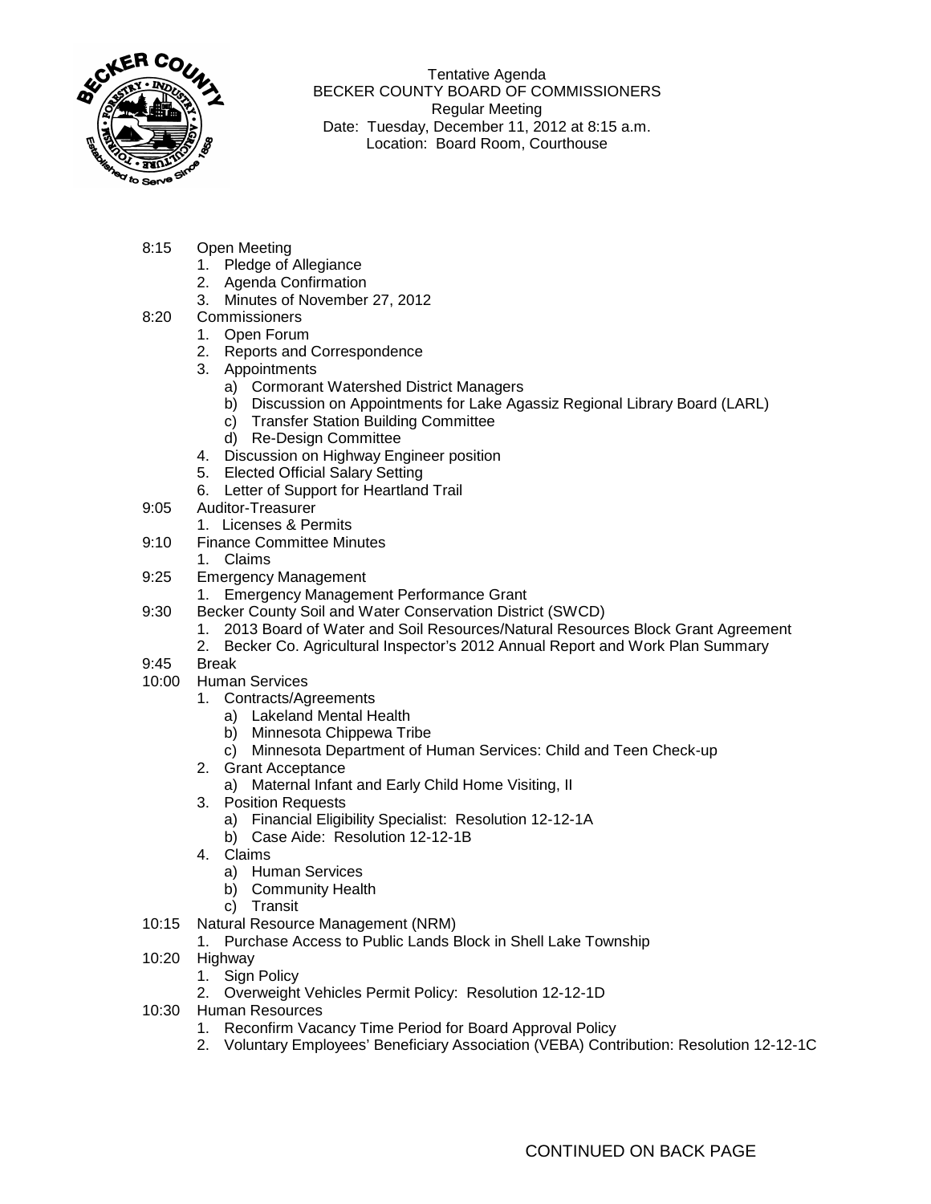Tentative Agenda
BECKER COUNTY BOARD OF COMMISSIONERS
Regular Meeting
Date: Tuesday, December 11, 2012 at 8:15 a.m.
Location: Board Room, Courthouse

8:15 Open Meeting
1. Pledge of Allegiance
2. Agenda Confirmation
3. Minutes of November 27, 2012

8:20 Commissioners
1. Open Forum
2. Reports and Correspondence
3. Appointments
   a) Cormorant Watershed District Managers
   b) Discussion on Appointments for Lake Agassiz Regional Library Board (LARL)
   c) Transfer Station Building Committee
   d) Re-Design Committee
4. Discussion on Highway Engineer position
5. Elected Official Salary Setting
6. Letter of Support for Heartland Trail

9:05 Auditor-Treasurer
1. Licenses & Permits

9:10 Finance Committee Minutes
1. Claims

9:25 Emergency Management
1. Emergency Management Performance Grant

9:30 Becker County Soil and Water Conservation District (SWCD)
1. 2013 Board of Water and Soil Resources/Natural Resources Block Grant Agreement
2. Becker Co. Agricultural Inspector's 2012 Annual Report and Work Plan Summary

9:45 Break

10:00 Human Services
1. Contracts/Agreements
   a) Lakeland Mental Health
   b) Minnesota Chippewa Tribe
   c) Minnesota Department of Human Services: Child and Teen Check-up
2. Grant Acceptance
   a) Maternal Infant and Early Child Home Visiting, II
3. Position Requests
   a) Financial Eligibility Specialist: Resolution 12-12-1A
   b) Case Aide: Resolution 12-12-1B
4. Claims
   a) Human Services
   b) Community Health
   c) Transit

10:15 Natural Resource Management (NRM)
1. Purchase Access to Public Lands Block in Shell Lake Township

10:20 Highway
1. Sign Policy
2. Overweight Vehicles Permit Policy: Resolution 12-12-1D

10:30 Human Resources
1. Reconfirm Vacancy Time Period for Board Approval Policy
2. Voluntary Employees' Beneficiary Association (VEBA) Contribution: Resolution 12-12-1C

CONTINUED ON BACK PAGE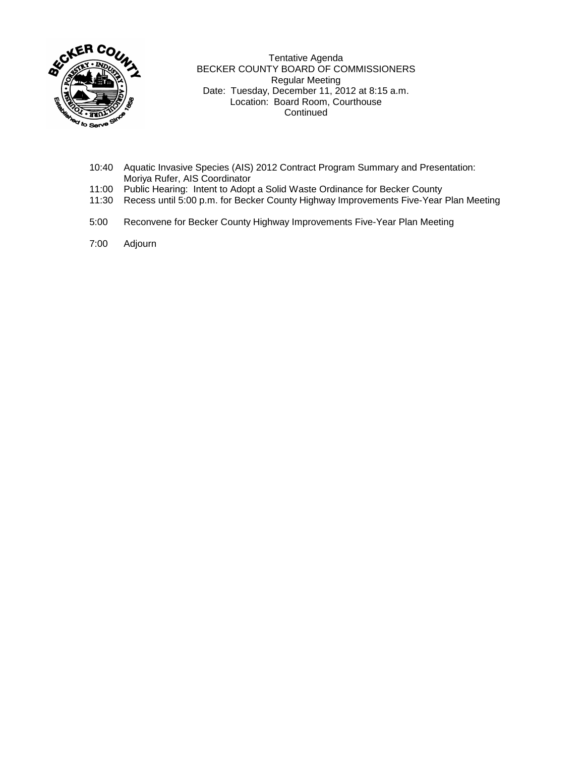Tentative Agenda
BECKER COUNTY BOARD OF COMMISSIONERS
Regular Meeting
Date: Tuesday, December 11, 2012 at 8:15 a.m.
Location: Board Room, Courthouse
Continued

| | |
|---|---|
| 10:40 | Aquatic Invasive Species (AIS) 2012 Contract Program Summary and Presentation: Moriya Rufer, AIS Coordinator |
| 11:00 | Public Hearing: Intent to Adopt a Solid Waste Ordinance for Becker County |
| 11:30 | Recess until 5:00 p.m. for Becker County Highway Improvements Five-Year Plan Meeting |
| 5:00 | Reconvene for Becker County Highway Improvements Five-Year Plan Meeting |
| 7:00 | Adjourn |